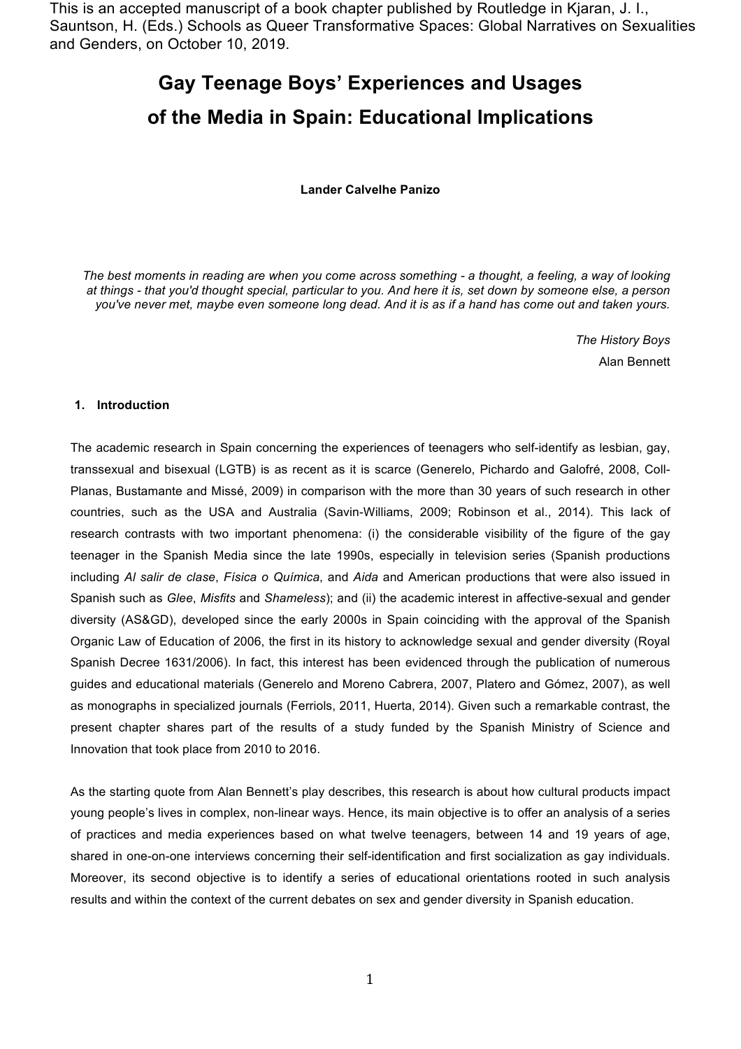This is an accepted manuscript of a book chapter published by Routledge in Kjaran, J. I., Sauntson, H. (Eds.) Schools as Queer Transformative Spaces: Global Narratives on Sexualities and Genders, on October 10, 2019.

# Gay Teenage Boys' Experiences and Usages of the Media in Spain: Educational Implications

**Lander Calvelhe Panizo**

*The best moments in reading are when you come across something - a thought, a feeling, a way of looking at things - that you'd thought special, particular to you. And here it is, set down by someone else, a person you've never met, maybe even someone long dead. And it is as if a hand has come out and taken yours.*

*The History Boys*
Alan Bennett

## 1. Introduction

The academic research in Spain concerning the experiences of teenagers who self-identify as lesbian, gay, transsexual and bisexual (LGTB) is as recent as it is scarce (Generelo, Pichardo and Galofré, 2008, Coll-Planas, Bustamante and Missé, 2009) in comparison with the more than 30 years of such research in other countries, such as the USA and Australia (Savin-Williams, 2009; Robinson et al., 2014). This lack of research contrasts with two important phenomena: (i) the considerable visibility of the figure of the gay teenager in the Spanish Media since the late 1990s, especially in television series (Spanish productions including *Al salir de clase*, *Física o Química*, and *Aida* and American productions that were also issued in Spanish such as *Glee*, *Misfits* and *Shameless*); and (ii) the academic interest in affective-sexual and gender diversity (AS&GD), developed since the early 2000s in Spain coinciding with the approval of the Spanish Organic Law of Education of 2006, the first in its history to acknowledge sexual and gender diversity (Royal Spanish Decree 1631/2006). In fact, this interest has been evidenced through the publication of numerous guides and educational materials (Generelo and Moreno Cabrera, 2007, Platero and Gómez, 2007), as well as monographs in specialized journals (Ferriols, 2011, Huerta, 2014). Given such a remarkable contrast, the present chapter shares part of the results of a study funded by the Spanish Ministry of Science and Innovation that took place from 2010 to 2016.

As the starting quote from Alan Bennett's play describes, this research is about how cultural products impact young people's lives in complex, non-linear ways. Hence, its main objective is to offer an analysis of a series of practices and media experiences based on what twelve teenagers, between 14 and 19 years of age, shared in one-on-one interviews concerning their self-identification and first socialization as gay individuals. Moreover, its second objective is to identify a series of educational orientations rooted in such analysis results and within the context of the current debates on sex and gender diversity in Spanish education.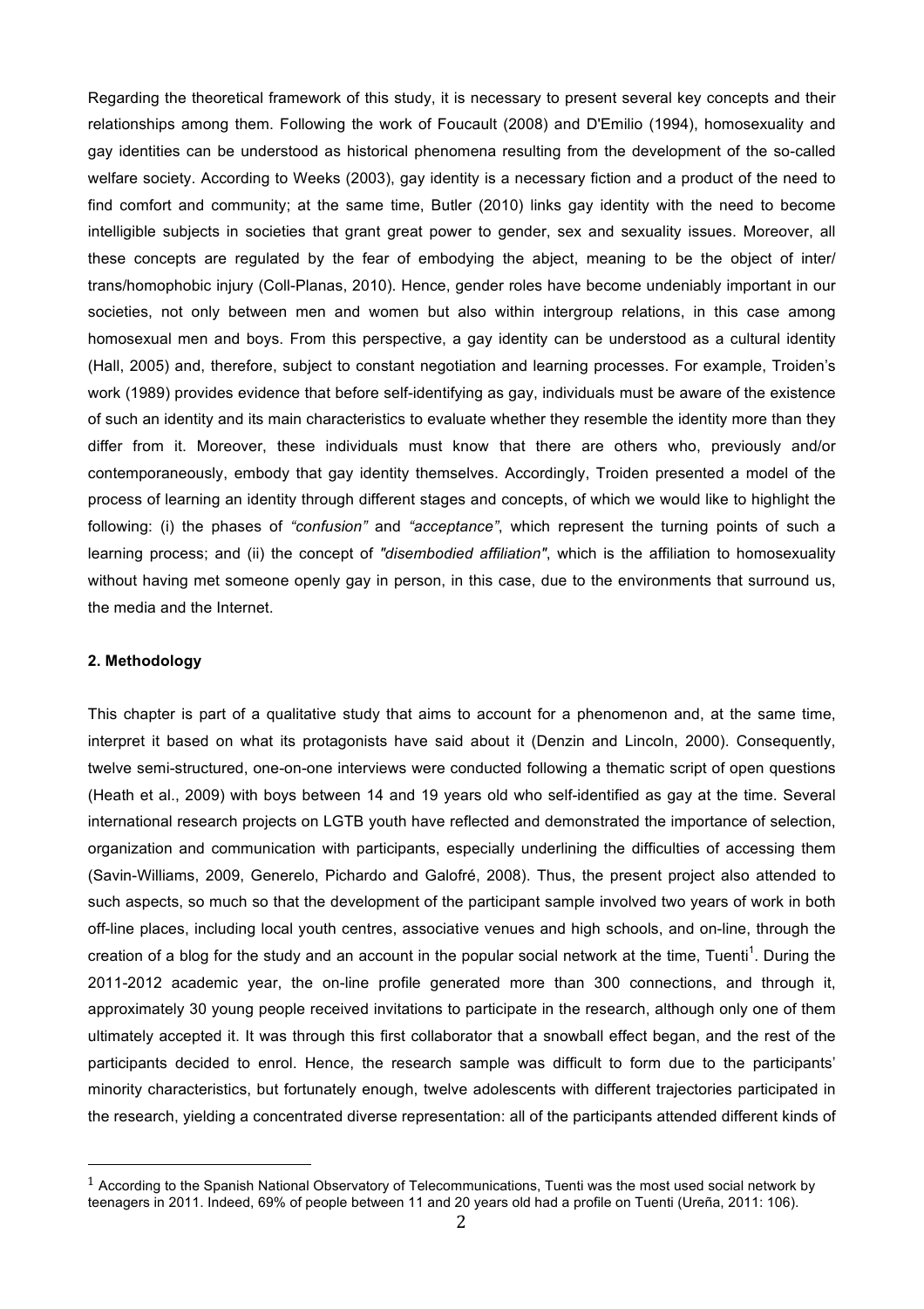Regarding the theoretical framework of this study, it is necessary to present several key concepts and their relationships among them. Following the work of Foucault (2008) and D'Emilio (1994), homosexuality and gay identities can be understood as historical phenomena resulting from the development of the so-called welfare society. According to Weeks (2003), gay identity is a necessary fiction and a product of the need to find comfort and community; at the same time, Butler (2010) links gay identity with the need to become intelligible subjects in societies that grant great power to gender, sex and sexuality issues. Moreover, all these concepts are regulated by the fear of embodying the abject, meaning to be the object of inter/trans/homophobic injury (Coll-Planas, 2010). Hence, gender roles have become undeniably important in our societies, not only between men and women but also within intergroup relations, in this case among homosexual men and boys. From this perspective, a gay identity can be understood as a cultural identity (Hall, 2005) and, therefore, subject to constant negotiation and learning processes. For example, Troiden's work (1989) provides evidence that before self-identifying as gay, individuals must be aware of the existence of such an identity and its main characteristics to evaluate whether they resemble the identity more than they differ from it. Moreover, these individuals must know that there are others who, previously and/or contemporaneously, embody that gay identity themselves. Accordingly, Troiden presented a model of the process of learning an identity through different stages and concepts, of which we would like to highlight the following: (i) the phases of *"confusion"* and *"acceptance"*, which represent the turning points of such a learning process; and (ii) the concept of *"disembodied affiliation"*, which is the affiliation to homosexuality without having met someone openly gay in person, in this case, due to the environments that surround us, the media and the Internet.

**2. Methodology**

This chapter is part of a qualitative study that aims to account for a phenomenon and, at the same time, interpret it based on what its protagonists have said about it (Denzin and Lincoln, 2000). Consequently, twelve semi-structured, one-on-one interviews were conducted following a thematic script of open questions (Heath et al., 2009) with boys between 14 and 19 years old who self-identified as gay at the time. Several international research projects on LGTB youth have reflected and demonstrated the importance of selection, organization and communication with participants, especially underlining the difficulties of accessing them (Savin-Williams, 2009, Generelo, Pichardo and Galofré, 2008). Thus, the present project also attended to such aspects, so much so that the development of the participant sample involved two years of work in both off-line places, including local youth centres, associative venues and high schools, and on-line, through the creation of a blog for the study and an account in the popular social network at the time, Tuenti[1]. During the 2011-2012 academic year, the on-line profile generated more than 300 connections, and through it, approximately 30 young people received invitations to participate in the research, although only one of them ultimately accepted it. It was through this first collaborator that a snowball effect began, and the rest of the participants decided to enrol. Hence, the research sample was difficult to form due to the participants' minority characteristics, but fortunately enough, twelve adolescents with different trajectories participated in the research, yielding a concentrated diverse representation: all of the participants attended different kinds of

[1] According to the Spanish National Observatory of Telecommunications, Tuenti was the most used social network by teenagers in 2011. Indeed, 69% of people between 11 and 20 years old had a profile on Tuenti (Ureña, 2011: 106).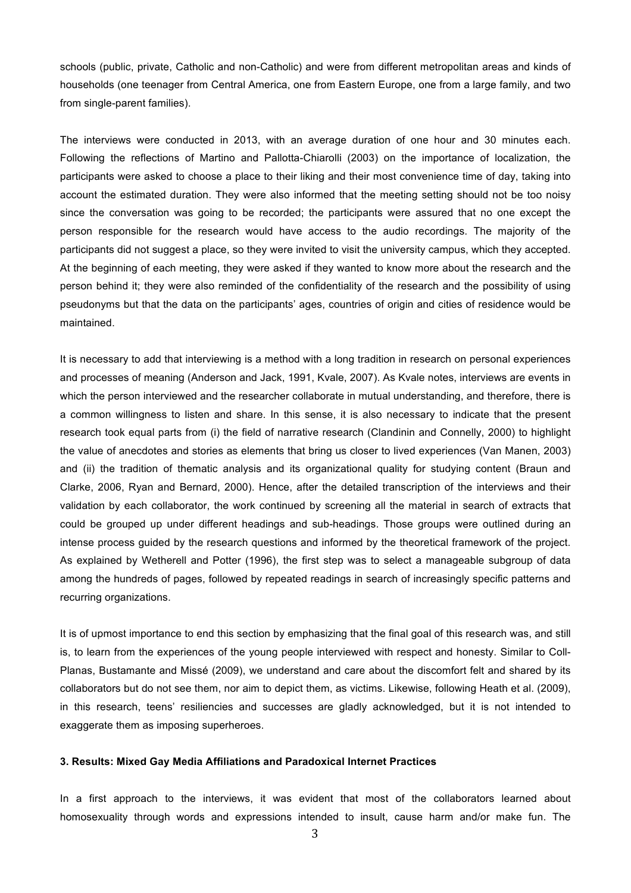schools (public, private, Catholic and non-Catholic) and were from different metropolitan areas and kinds of households (one teenager from Central America, one from Eastern Europe, one from a large family, and two from single-parent families).

The interviews were conducted in 2013, with an average duration of one hour and 30 minutes each. Following the reflections of Martino and Pallotta-Chiarolli (2003) on the importance of localization, the participants were asked to choose a place to their liking and their most convenience time of day, taking into account the estimated duration. They were also informed that the meeting setting should not be too noisy since the conversation was going to be recorded; the participants were assured that no one except the person responsible for the research would have access to the audio recordings. The majority of the participants did not suggest a place, so they were invited to visit the university campus, which they accepted. At the beginning of each meeting, they were asked if they wanted to know more about the research and the person behind it; they were also reminded of the confidentiality of the research and the possibility of using pseudonyms but that the data on the participants' ages, countries of origin and cities of residence would be maintained.

It is necessary to add that interviewing is a method with a long tradition in research on personal experiences and processes of meaning (Anderson and Jack, 1991, Kvale, 2007). As Kvale notes, interviews are events in which the person interviewed and the researcher collaborate in mutual understanding, and therefore, there is a common willingness to listen and share. In this sense, it is also necessary to indicate that the present research took equal parts from (i) the field of narrative research (Clandinin and Connelly, 2000) to highlight the value of anecdotes and stories as elements that bring us closer to lived experiences (Van Manen, 2003) and (ii) the tradition of thematic analysis and its organizational quality for studying content (Braun and Clarke, 2006, Ryan and Bernard, 2000). Hence, after the detailed transcription of the interviews and their validation by each collaborator, the work continued by screening all the material in search of extracts that could be grouped up under different headings and sub-headings. Those groups were outlined during an intense process guided by the research questions and informed by the theoretical framework of the project. As explained by Wetherell and Potter (1996), the first step was to select a manageable subgroup of data among the hundreds of pages, followed by repeated readings in search of increasingly specific patterns and recurring organizations.

It is of upmost importance to end this section by emphasizing that the final goal of this research was, and still is, to learn from the experiences of the young people interviewed with respect and honesty. Similar to Coll-Planas, Bustamante and Missé (2009), we understand and care about the discomfort felt and shared by its collaborators but do not see them, nor aim to depict them, as victims. Likewise, following Heath et al. (2009), in this research, teens' resiliencies and successes are gladly acknowledged, but it is not intended to exaggerate them as imposing superheroes.

### 3. Results: Mixed Gay Media Affiliations and Paradoxical Internet Practices

In a first approach to the interviews, it was evident that most of the collaborators learned about homosexuality through words and expressions intended to insult, cause harm and/or make fun. The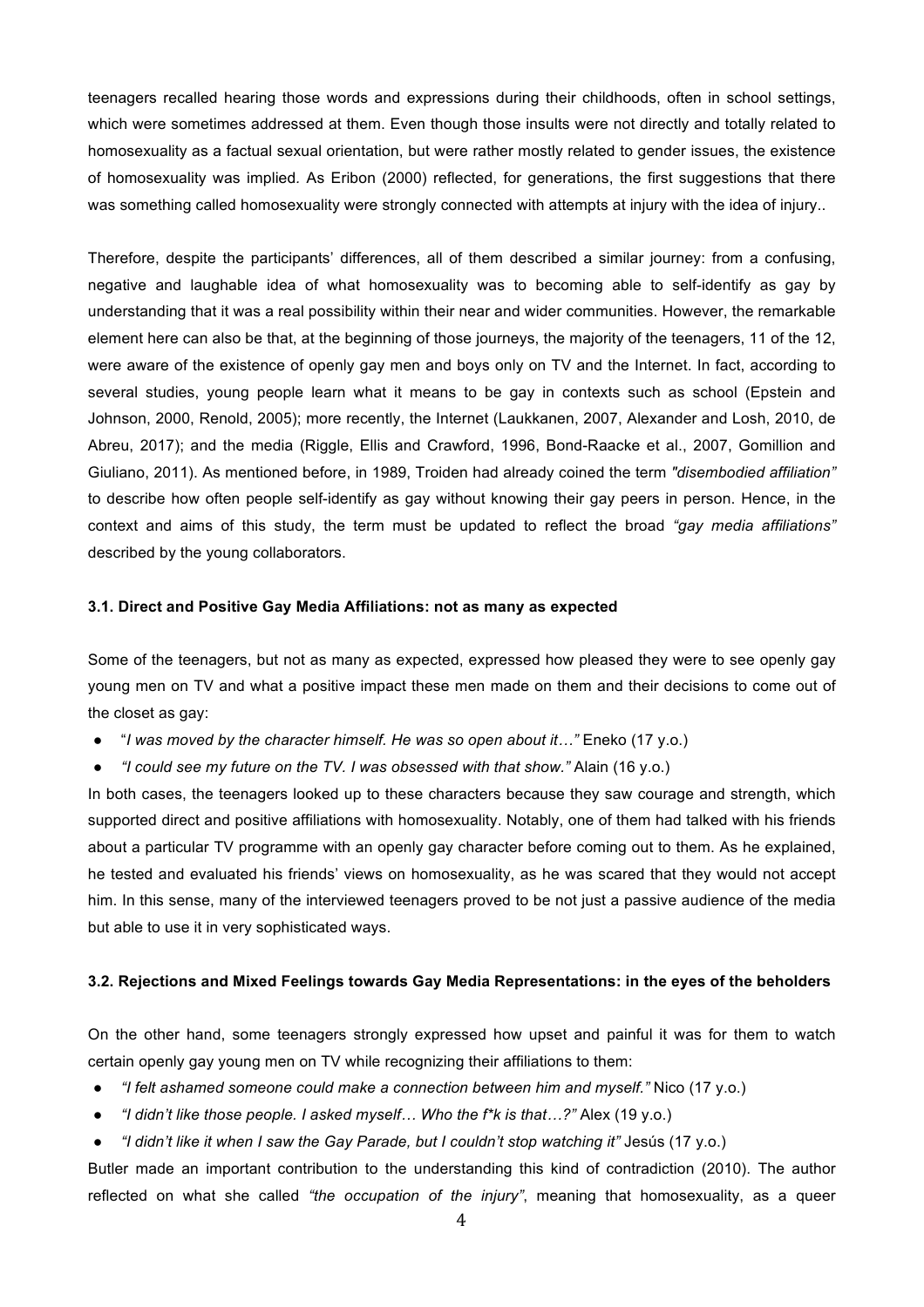teenagers recalled hearing those words and expressions during their childhoods, often in school settings, which were sometimes addressed at them. Even though those insults were not directly and totally related to homosexuality as a factual sexual orientation, but were rather mostly related to gender issues, the existence of homosexuality was implied. As Eribon (2000) reflected, for generations, the first suggestions that there was something called homosexuality were strongly connected with attempts at injury with the idea of injury..

Therefore, despite the participants' differences, all of them described a similar journey: from a confusing, negative and laughable idea of what homosexuality was to becoming able to self-identify as gay by understanding that it was a real possibility within their near and wider communities. However, the remarkable element here can also be that, at the beginning of those journeys, the majority of the teenagers, 11 of the 12, were aware of the existence of openly gay men and boys only on TV and the Internet. In fact, according to several studies, young people learn what it means to be gay in contexts such as school (Epstein and Johnson, 2000, Renold, 2005); more recently, the Internet (Laukkanen, 2007, Alexander and Losh, 2010, de Abreu, 2017); and the media (Riggle, Ellis and Crawford, 1996, Bond-Raacke et al., 2007, Gomillion and Giuliano, 2011). As mentioned before, in 1989, Troiden had already coined the term *"disembodied affiliation"* to describe how often people self-identify as gay without knowing their gay peers in person. Hence, in the context and aims of this study, the term must be updated to reflect the broad *"gay media affiliations"* described by the young collaborators.

### 3.1. Direct and Positive Gay Media Affiliations: not as many as expected

Some of the teenagers, but not as many as expected, expressed how pleased they were to see openly gay young men on TV and what a positive impact these men made on them and their decisions to come out of the closet as gay:

- "*I was moved by the character himself. He was so open about it…"* Eneko (17 y.o.)
- *"I could see my future on the TV. I was obsessed with that show."* Alain (16 y.o.)

In both cases, the teenagers looked up to these characters because they saw courage and strength, which supported direct and positive affiliations with homosexuality. Notably, one of them had talked with his friends about a particular TV programme with an openly gay character before coming out to them. As he explained, he tested and evaluated his friends' views on homosexuality, as he was scared that they would not accept him. In this sense, many of the interviewed teenagers proved to be not just a passive audience of the media but able to use it in very sophisticated ways.

### 3.2. Rejections and Mixed Feelings towards Gay Media Representations: in the eyes of the beholders

On the other hand, some teenagers strongly expressed how upset and painful it was for them to watch certain openly gay young men on TV while recognizing their affiliations to them:

- *"I felt ashamed someone could make a connection between him and myself."* Nico (17 y.o.)
- *"I didn't like those people. I asked myself… Who the f*k is that…?"* Alex (19 y.o.)
- *"I didn't like it when I saw the Gay Parade, but I couldn't stop watching it"* Jesús (17 y.o.)

Butler made an important contribution to the understanding this kind of contradiction (2010). The author reflected on what she called *"the occupation of the injury"*, meaning that homosexuality, as a queer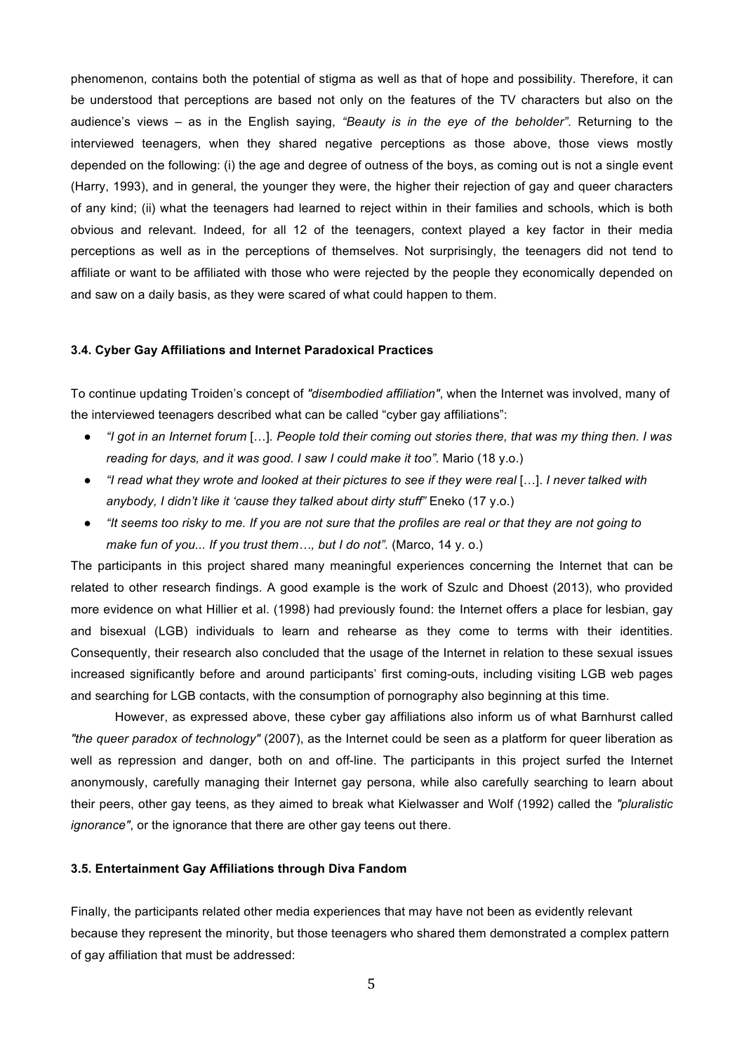phenomenon, contains both the potential of stigma as well as that of hope and possibility. Therefore, it can be understood that perceptions are based not only on the features of the TV characters but also on the audience's views – as in the English saying, *"Beauty is in the eye of the beholder"*. Returning to the interviewed teenagers, when they shared negative perceptions as those above, those views mostly depended on the following: (i) the age and degree of outness of the boys, as coming out is not a single event (Harry, 1993), and in general, the younger they were, the higher their rejection of gay and queer characters of any kind; (ii) what the teenagers had learned to reject within in their families and schools, which is both obvious and relevant. Indeed, for all 12 of the teenagers, context played a key factor in their media perceptions as well as in the perceptions of themselves. Not surprisingly, the teenagers did not tend to affiliate or want to be affiliated with those who were rejected by the people they economically depended on and saw on a daily basis, as they were scared of what could happen to them.

### 3.4. Cyber Gay Affiliations and Internet Paradoxical Practices

To continue updating Troiden's concept of *"disembodied affiliation"*, when the Internet was involved, many of the interviewed teenagers described what can be called "cyber gay affiliations":

- *"I got in an Internet forum* […]*. People told their coming out stories there, that was my thing then. I was reading for days, and it was good. I saw I could make it too".* Mario (18 y.o.)
- *"I read what they wrote and looked at their pictures to see if they were real* […]*. I never talked with anybody, I didn't like it 'cause they talked about dirty stuff"* Eneko (17 y.o.)
- *"It seems too risky to me. If you are not sure that the profiles are real or that they are not going to make fun of you... If you trust them…, but I do not".* (Marco, 14 y. o.)

The participants in this project shared many meaningful experiences concerning the Internet that can be related to other research findings. A good example is the work of Szulc and Dhoest (2013), who provided more evidence on what Hillier et al. (1998) had previously found: the Internet offers a place for lesbian, gay and bisexual (LGB) individuals to learn and rehearse as they come to terms with their identities. Consequently, their research also concluded that the usage of the Internet in relation to these sexual issues increased significantly before and around participants' first coming-outs, including visiting LGB web pages and searching for LGB contacts, with the consumption of pornography also beginning at this time.

However, as expressed above, these cyber gay affiliations also inform us of what Barnhurst called *"the queer paradox of technology"* (2007), as the Internet could be seen as a platform for queer liberation as well as repression and danger, both on and off-line. The participants in this project surfed the Internet anonymously, carefully managing their Internet gay persona, while also carefully searching to learn about their peers, other gay teens, as they aimed to break what Kielwasser and Wolf (1992) called the *"pluralistic ignorance"*, or the ignorance that there are other gay teens out there.

### 3.5. Entertainment Gay Affiliations through Diva Fandom

Finally, the participants related other media experiences that may have not been as evidently relevant because they represent the minority, but those teenagers who shared them demonstrated a complex pattern of gay affiliation that must be addressed: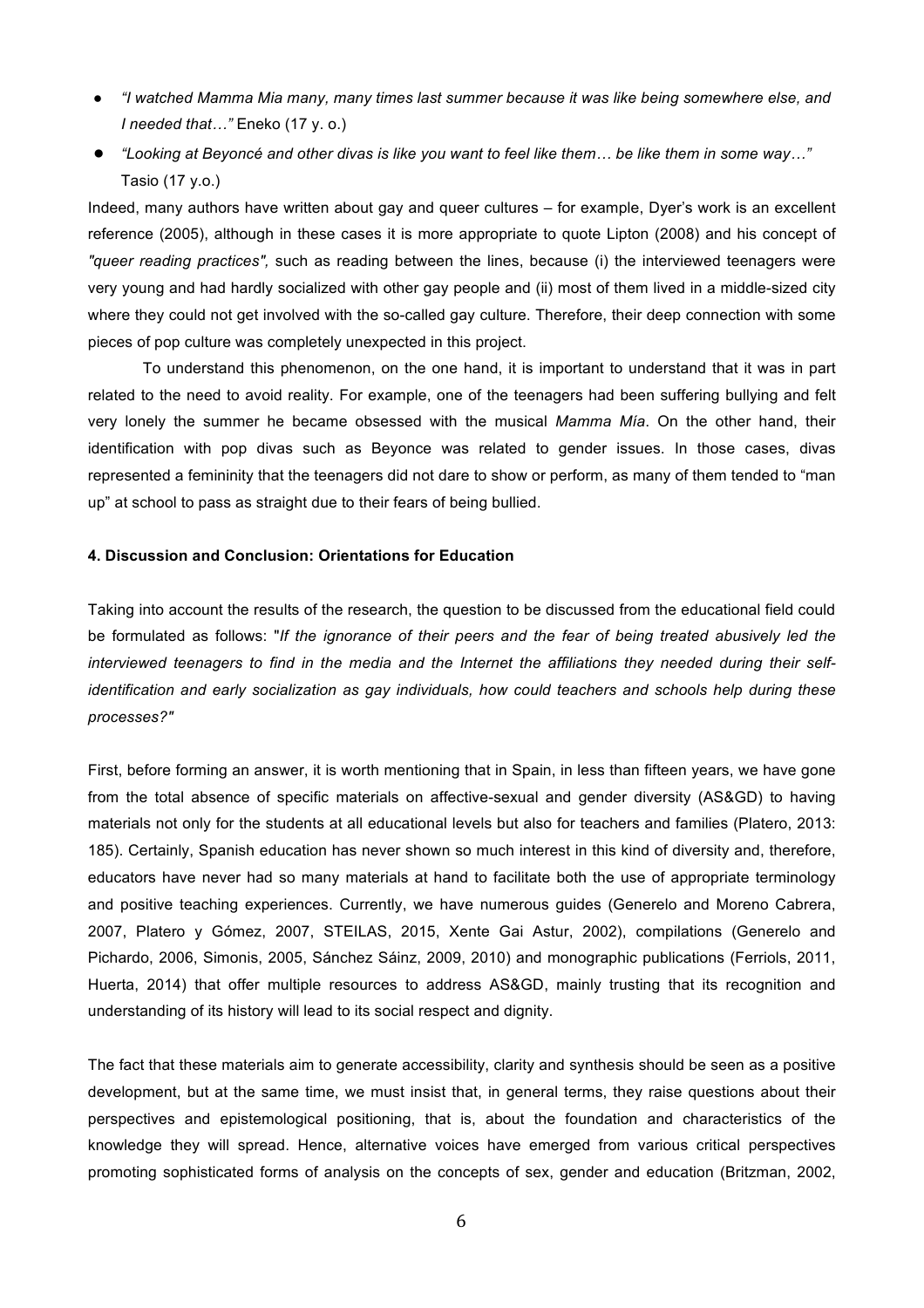- *"I watched Mamma Mia many, many times last summer because it was like being somewhere else, and I needed that…"* Eneko (17 y. o.)
- *"Looking at Beyoncé and other divas is like you want to feel like them… be like them in some way…"* Tasio (17 y.o.)

Indeed, many authors have written about gay and queer cultures – for example, Dyer's work is an excellent reference (2005), although in these cases it is more appropriate to quote Lipton (2008) and his concept of *"queer reading practices",* such as reading between the lines, because (i) the interviewed teenagers were very young and had hardly socialized with other gay people and (ii) most of them lived in a middle-sized city where they could not get involved with the so-called gay culture. Therefore, their deep connection with some pieces of pop culture was completely unexpected in this project.

To understand this phenomenon, on the one hand, it is important to understand that it was in part related to the need to avoid reality. For example, one of the teenagers had been suffering bullying and felt very lonely the summer he became obsessed with the musical *Mamma Mía*. On the other hand, their identification with pop divas such as Beyonce was related to gender issues. In those cases, divas represented a femininity that the teenagers did not dare to show or perform, as many of them tended to "man up" at school to pass as straight due to their fears of being bullied.

#### 4. Discussion and Conclusion: Orientations for Education

Taking into account the results of the research, the question to be discussed from the educational field could be formulated as follows: "*If the ignorance of their peers and the fear of being treated abusively led the interviewed teenagers to find in the media and the Internet the affiliations they needed during their self-identification and early socialization as gay individuals, how could teachers and schools help during these processes?"*

First, before forming an answer, it is worth mentioning that in Spain, in less than fifteen years, we have gone from the total absence of specific materials on affective-sexual and gender diversity (AS&GD) to having materials not only for the students at all educational levels but also for teachers and families (Platero, 2013: 185). Certainly, Spanish education has never shown so much interest in this kind of diversity and, therefore, educators have never had so many materials at hand to facilitate both the use of appropriate terminology and positive teaching experiences. Currently, we have numerous guides (Generelo and Moreno Cabrera, 2007, Platero y Gómez, 2007, STEILAS, 2015, Xente Gai Astur, 2002), compilations (Generelo and Pichardo, 2006, Simonis, 2005, Sánchez Sáinz, 2009, 2010) and monographic publications (Ferriols, 2011, Huerta, 2014) that offer multiple resources to address AS&GD, mainly trusting that its recognition and understanding of its history will lead to its social respect and dignity.

The fact that these materials aim to generate accessibility, clarity and synthesis should be seen as a positive development, but at the same time, we must insist that, in general terms, they raise questions about their perspectives and epistemological positioning, that is, about the foundation and characteristics of the knowledge they will spread. Hence, alternative voices have emerged from various critical perspectives promoting sophisticated forms of analysis on the concepts of sex, gender and education (Britzman, 2002,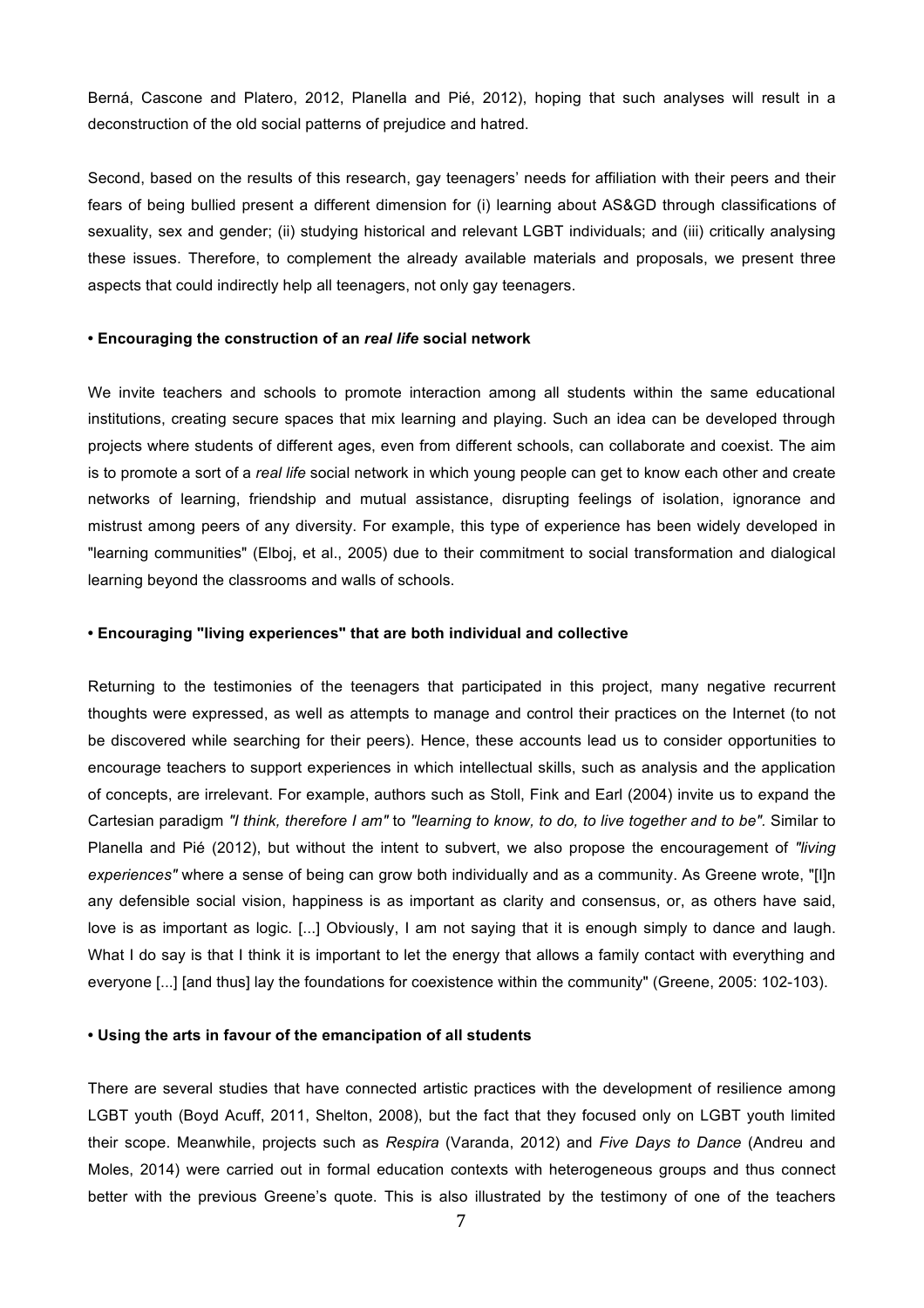Berná, Cascone and Platero, 2012, Planella and Pié, 2012), hoping that such analyses will result in a deconstruction of the old social patterns of prejudice and hatred.

Second, based on the results of this research, gay teenagers' needs for affiliation with their peers and their fears of being bullied present a different dimension for (i) learning about AS&GD through classifications of sexuality, sex and gender; (ii) studying historical and relevant LGBT individuals; and (iii) critically analysing these issues. Therefore, to complement the already available materials and proposals, we present three aspects that could indirectly help all teenagers, not only gay teenagers.

**• Encouraging the construction of an *real life* social network**

We invite teachers and schools to promote interaction among all students within the same educational institutions, creating secure spaces that mix learning and playing. Such an idea can be developed through projects where students of different ages, even from different schools, can collaborate and coexist. The aim is to promote a sort of a *real life* social network in which young people can get to know each other and create networks of learning, friendship and mutual assistance, disrupting feelings of isolation, ignorance and mistrust among peers of any diversity. For example, this type of experience has been widely developed in "learning communities" (Elboj, et al., 2005) due to their commitment to social transformation and dialogical learning beyond the classrooms and walls of schools.

**• Encouraging "living experiences" that are both individual and collective**

Returning to the testimonies of the teenagers that participated in this project, many negative recurrent thoughts were expressed, as well as attempts to manage and control their practices on the Internet (to not be discovered while searching for their peers). Hence, these accounts lead us to consider opportunities to encourage teachers to support experiences in which intellectual skills, such as analysis and the application of concepts, are irrelevant. For example, authors such as Stoll, Fink and Earl (2004) invite us to expand the Cartesian paradigm *"I think, therefore I am"* to *"learning to know, to do, to live together and to be"*. Similar to Planella and Pié (2012), but without the intent to subvert, we also propose the encouragement of *"living experiences"* where a sense of being can grow both individually and as a community. As Greene wrote, "[I]n any defensible social vision, happiness is as important as clarity and consensus, or, as others have said, love is as important as logic. [...] Obviously, I am not saying that it is enough simply to dance and laugh. What I do say is that I think it is important to let the energy that allows a family contact with everything and everyone [...] [and thus] lay the foundations for coexistence within the community" (Greene, 2005: 102-103).

**• Using the arts in favour of the emancipation of all students**

There are several studies that have connected artistic practices with the development of resilience among LGBT youth (Boyd Acuff, 2011, Shelton, 2008), but the fact that they focused only on LGBT youth limited their scope. Meanwhile, projects such as *Respira* (Varanda, 2012) and *Five Days to Dance* (Andreu and Moles, 2014) were carried out in formal education contexts with heterogeneous groups and thus connect better with the previous Greene's quote. This is also illustrated by the testimony of one of the teachers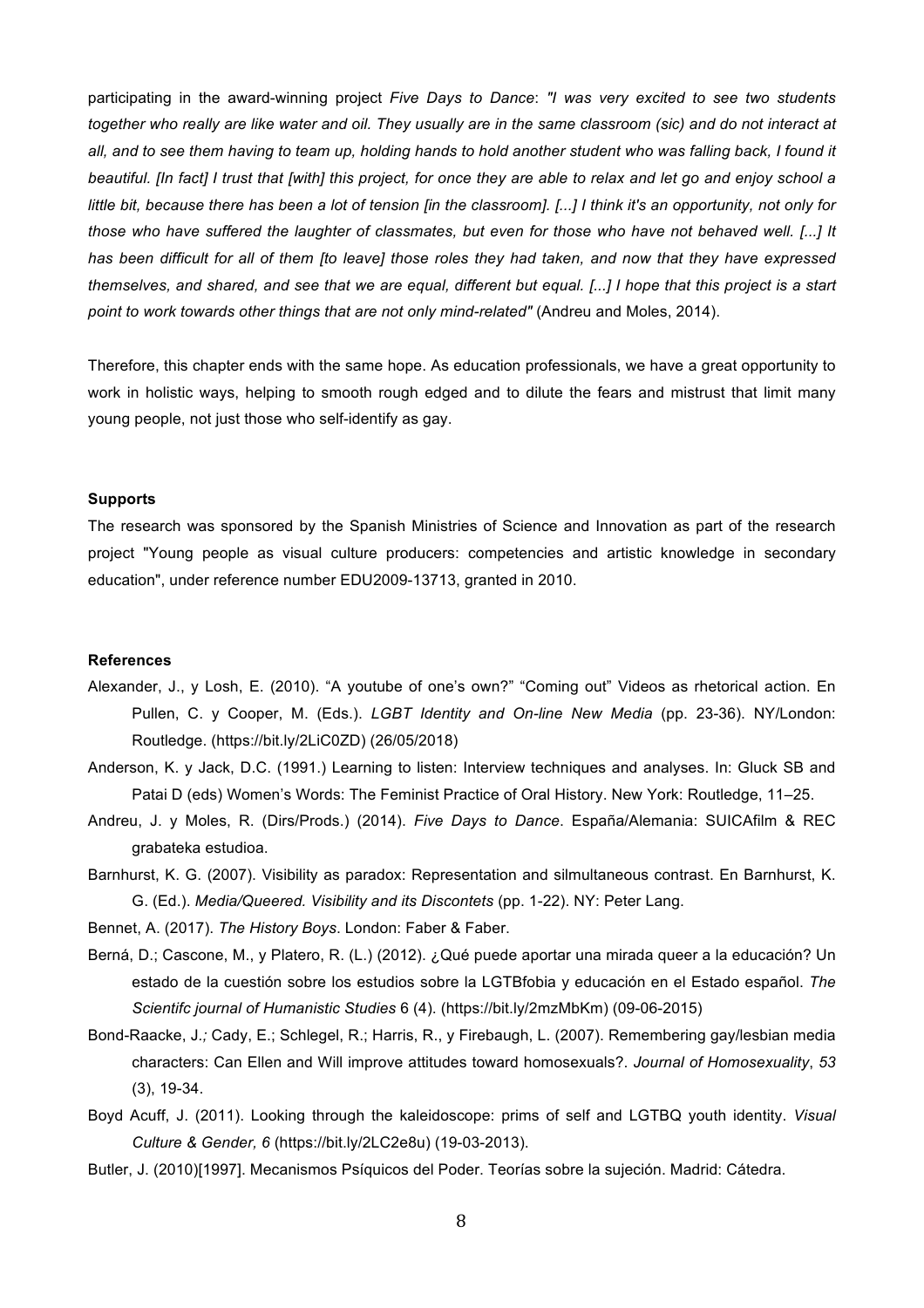participating in the award-winning project *Five Days to Dance*: *"I was very excited to see two students together who really are like water and oil. They usually are in the same classroom (sic) and do not interact at all, and to see them having to team up, holding hands to hold another student who was falling back, I found it beautiful. [In fact] I trust that [with] this project, for once they are able to relax and let go and enjoy school a little bit, because there has been a lot of tension [in the classroom]. [...] I think it's an opportunity, not only for those who have suffered the laughter of classmates, but even for those who have not behaved well. [...] It has been difficult for all of them [to leave] those roles they had taken, and now that they have expressed themselves, and shared, and see that we are equal, different but equal. [...] I hope that this project is a start point to work towards other things that are not only mind-related"* (Andreu and Moles, 2014).

Therefore, this chapter ends with the same hope. As education professionals, we have a great opportunity to work in holistic ways, helping to smooth rough edged and to dilute the fears and mistrust that limit many young people, not just those who self-identify as gay.

**Supports**

The research was sponsored by the Spanish Ministries of Science and Innovation as part of the research project "Young people as visual culture producers: competencies and artistic knowledge in secondary education", under reference number EDU2009-13713, granted in 2010.

**References**

Alexander, J., y Losh, E. (2010). "A youtube of one's own?" "Coming out" Videos as rhetorical action. En Pullen, C. y Cooper, M. (Eds.). *LGBT Identity and On-line New Media* (pp. 23-36). NY/London: Routledge. (https://bit.ly/2LiC0ZD) (26/05/2018)

Anderson, K. y Jack, D.C. (1991.) Learning to listen: Interview techniques and analyses. In: Gluck SB and Patai D (eds) Women's Words: The Feminist Practice of Oral History. New York: Routledge, 11–25.

Andreu, J. y Moles, R. (Dirs/Prods.) (2014). *Five Days to Dance*. España/Alemania: SUICAfilm & REC grabateka estudioa.

Barnhurst, K. G. (2007). Visibility as paradox: Representation and silmultaneous contrast. En Barnhurst, K. G. (Ed.). *Media/Queered. Visibility and its Discontets* (pp. 1-22). NY: Peter Lang.

Bennet, A. (2017). *The History Boys*. London: Faber & Faber.

Berná, D.; Cascone, M., y Platero, R. (L.) (2012). ¿Qué puede aportar una mirada queer a la educación? Un estado de la cuestión sobre los estudios sobre la LGTBfobia y educación en el Estado español. *The Scientifc journal of Humanistic Studies* 6 (4). (https://bit.ly/2mzMbKm) (09-06-2015)

Bond-Raacke, J.; Cady, E.; Schlegel, R.; Harris, R., y Firebaugh, L. (2007). Remembering gay/lesbian media characters: Can Ellen and Will improve attitudes toward homosexuals?. *Journal of Homosexuality*, *53* (3), 19-34.

Boyd Acuff, J. (2011). Looking through the kaleidoscope: prims of self and LGTBQ youth identity. *Visual Culture & Gender, 6* (https://bit.ly/2LC2e8u) (19-03-2013).

Butler, J. (2010)[1997]. Mecanismos Psíquicos del Poder. Teorías sobre la sujeción. Madrid: Cátedra.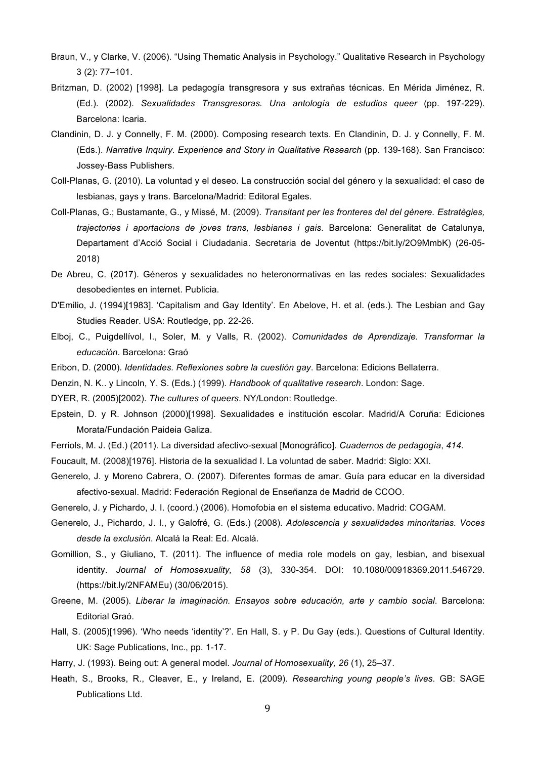Braun, V., y Clarke, V. (2006). "Using Thematic Analysis in Psychology." Qualitative Research in Psychology 3 (2): 77–101.

Britzman, D. (2002) [1998]. La pedagogía transgresora y sus extrañas técnicas. En Mérida Jiménez, R. (Ed.). (2002). *Sexualidades Transgresoras. Una antología de estudios queer* (pp. 197-229). Barcelona: Icaria.

Clandinin, D. J. y Connelly, F. M. (2000). Composing research texts. En Clandinin, D. J. y Connelly, F. M. (Eds.). *Narrative Inquiry. Experience and Story in Qualitative Research* (pp. 139-168). San Francisco: Jossey-Bass Publishers.

Coll-Planas, G. (2010). La voluntad y el deseo. La construcción social del género y la sexualidad: el caso de lesbianas, gays y trans. Barcelona/Madrid: Editoral Egales.

Coll-Planas, G.; Bustamante, G., y Missé, M. (2009). *Transitant per les fronteres del del gènere. Estratègies, trajectories i aportacions de joves trans, lesbianes i gais*. Barcelona: Generalitat de Catalunya, Departament d'Acció Social i Ciudadania. Secretaria de Joventut (https://bit.ly/2O9MmbK) (26-05-2018)

De Abreu, C. (2017). Géneros y sexualidades no heteronormativas en las redes sociales: Sexualidades desobedientes en internet. Publicia.

D'Emilio, J. (1994)[1983]. 'Capitalism and Gay Identity'. En Abelove, H. et al. (eds.). The Lesbian and Gay Studies Reader. USA: Routledge, pp. 22-26.

Elboj, C., Puigdellívol, I., Soler, M. y Valls, R. (2002). *Comunidades de Aprendizaje. Transformar la educación*. Barcelona: Graó

Eribon, D. (2000). *Identidades. Reflexiones sobre la cuestión gay*. Barcelona: Edicions Bellaterra.

Denzin, N. K.. y Lincoln, Y. S. (Eds.) (1999). *Handbook of qualitative research*. London: Sage.

DYER, R. (2005)[2002). *The cultures of queers*. NY/London: Routledge.

Epstein, D. y R. Johnson (2000)[1998]. Sexualidades e institución escolar. Madrid/A Coruña: Ediciones Morata/Fundación Paideia Galiza.

Ferriols, M. J. (Ed.) (2011). La diversidad afectivo-sexual [Monográfico]. *Cuadernos de pedagogía*, *414*.

Foucault, M. (2008)[1976]. Historia de la sexualidad I. La voluntad de saber. Madrid: Siglo: XXI.

Generelo, J. y Moreno Cabrera, O. (2007). Diferentes formas de amar. Guía para educar en la diversidad afectivo-sexual. Madrid: Federación Regional de Enseñanza de Madrid de CCOO.

Generelo, J. y Pichardo, J. I. (coord.) (2006). Homofobia en el sistema educativo. Madrid: COGAM.

Generelo, J., Pichardo, J. I., y Galofré, G. (Eds.) (2008). *Adolescencia y sexualidades minoritarias. Voces desde la exclusión*. Alcalá la Real: Ed. Alcalá.

Gomillion, S., y Giuliano, T. (2011). The influence of media role models on gay, lesbian, and bisexual identity. *Journal of Homosexuality, 58* (3), 330-354. DOI: 10.1080/00918369.2011.546729. (https://bit.ly/2NFAMEu) (30/06/2015).

Greene, M. (2005). *Liberar la imaginación. Ensayos sobre educación, arte y cambio social*. Barcelona: Editorial Graó.

Hall, S. (2005)[1996). 'Who needs 'identity'?'. En Hall, S. y P. Du Gay (eds.). Questions of Cultural Identity. UK: Sage Publications, Inc., pp. 1-17.

Harry, J. (1993). Being out: A general model. *Journal of Homosexuality, 26* (1), 25–37.

Heath, S., Brooks, R., Cleaver, E., y Ireland, E. (2009). *Researching young people's lives*. GB: SAGE Publications Ltd.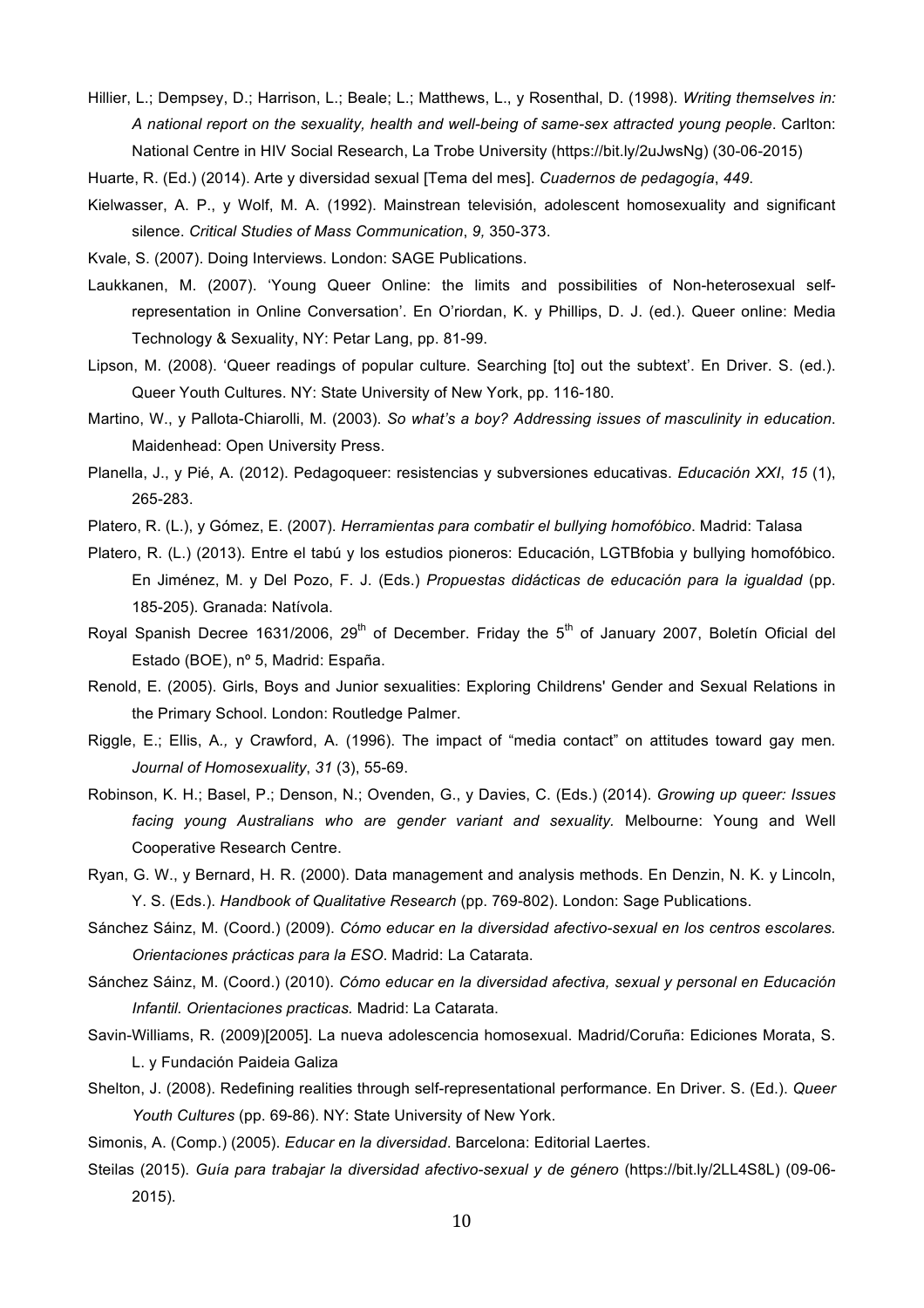Hillier, L.; Dempsey, D.; Harrison, L.; Beale; L.; Matthews, L., y Rosenthal, D. (1998). *Writing themselves in: A national report on the sexuality, health and well-being of same-sex attracted young people*. Carlton: National Centre in HIV Social Research, La Trobe University (https://bit.ly/2uJwsNg) (30-06-2015)

Huarte, R. (Ed.) (2014). Arte y diversidad sexual [Tema del mes]. *Cuadernos de pedagogía*, *449*.

Kielwasser, A. P., y Wolf, M. A. (1992). Mainstrean televisión, adolescent homosexuality and significant silence. *Critical Studies of Mass Communication*, *9,* 350-373.

Kvale, S. (2007). Doing Interviews. London: SAGE Publications.

Laukkanen, M. (2007). 'Young Queer Online: the limits and possibilities of Non-heterosexual self-representation in Online Conversation'. En O'riordan, K. y Phillips, D. J. (ed.). Queer online: Media Technology & Sexuality, NY: Petar Lang, pp. 81-99.

Lipson, M. (2008). 'Queer readings of popular culture. Searching [to] out the subtext'. En Driver. S. (ed.). Queer Youth Cultures. NY: State University of New York, pp. 116-180.

Martino, W., y Pallota-Chiarolli, M. (2003). *So what's a boy? Addressing issues of masculinity in education*. Maidenhead: Open University Press.

Planella, J., y Pié, A. (2012). Pedagoqueer: resistencias y subversiones educativas. *Educación XXI*, *15* (1), 265-283.

Platero, R. (L.), y Gómez, E. (2007). *Herramientas para combatir el bullying homofóbico*. Madrid: Talasa

Platero, R. (L.) (2013). Entre el tabú y los estudios pioneros: Educación, LGTBfobia y bullying homofóbico. En Jiménez, M. y Del Pozo, F. J. (Eds.) *Propuestas didácticas de educación para la igualdad* (pp. 185-205). Granada: Natívola.

Royal Spanish Decree 1631/2006, 29th of December. Friday the 5th of January 2007, Boletín Oficial del Estado (BOE), nº 5, Madrid: España.

Renold, E. (2005). Girls, Boys and Junior sexualities: Exploring Childrens' Gender and Sexual Relations in the Primary School. London: Routledge Palmer.

Riggle, E.; Ellis, A.*,* y Crawford, A. (1996). The impact of "media contact" on attitudes toward gay men*. Journal of Homosexuality*, *31* (3), 55-69.

Robinson, K. H.; Basel, P.; Denson, N.; Ovenden, G., y Davies, C. (Eds.) (2014). *Growing up queer: Issues facing young Australians who are gender variant and sexuality.* Melbourne: Young and Well Cooperative Research Centre.

Ryan, G. W., y Bernard, H. R. (2000). Data management and analysis methods. En Denzin, N. K. y Lincoln, Y. S. (Eds.). *Handbook of Qualitative Research* (pp. 769-802). London: Sage Publications.

Sánchez Sáinz, M. (Coord.) (2009). *Cómo educar en la diversidad afectivo-sexual en los centros escolares. Orientaciones prácticas para la ESO*. Madrid: La Catarata.

Sánchez Sáinz, M. (Coord.) (2010). *Cómo educar en la diversidad afectiva, sexual y personal en Educación Infantil. Orientaciones practicas.* Madrid: La Catarata.

Savin-Williams, R. (2009)[2005]. La nueva adolescencia homosexual. Madrid/Coruña: Ediciones Morata, S. L. y Fundación Paideia Galiza

Shelton, J. (2008). Redefining realities through self-representational performance. En Driver. S. (Ed.). *Queer Youth Cultures* (pp. 69-86). NY: State University of New York.

Simonis, A. (Comp.) (2005). *Educar en la diversidad*. Barcelona: Editorial Laertes.

Steilas (2015). *Guía para trabajar la diversidad afectivo-sexual y de género* (https://bit.ly/2LL4S8L) (09-06-2015).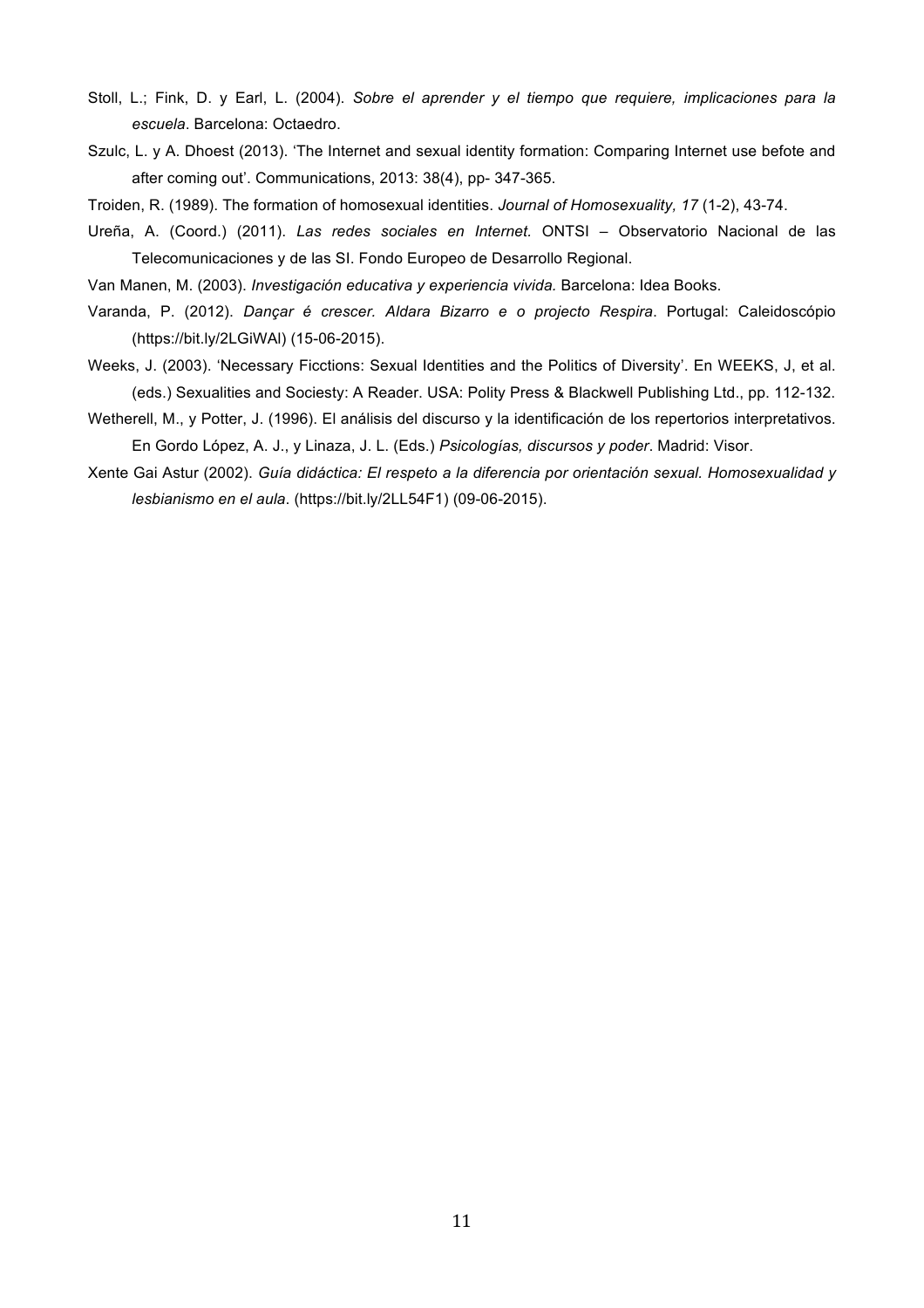Stoll, L.; Fink, D. y Earl, L. (2004). *Sobre el aprender y el tiempo que requiere, implicaciones para la escuela*. Barcelona: Octaedro.

Szulc, L. y A. Dhoest (2013). 'The Internet and sexual identity formation: Comparing Internet use befote and after coming out'. Communications, 2013: 38(4), pp- 347-365.

Troiden, R. (1989). The formation of homosexual identities. *Journal of Homosexuality, 17* (1-2), 43-74.

Ureña, A. (Coord.) (2011). *Las redes sociales en Internet.* ONTSI – Observatorio Nacional de las Telecomunicaciones y de las SI. Fondo Europeo de Desarrollo Regional.

Van Manen, M. (2003). *Investigación educativa y experiencia vivida.* Barcelona: Idea Books.

Varanda, P. (2012). *Dançar é crescer. Aldara Bizarro e o projecto Respira*. Portugal: Caleidoscópio (https://bit.ly/2LGiWAl) (15-06-2015).

Weeks, J. (2003). 'Necessary Ficctions: Sexual Identities and the Politics of Diversity'. En WEEKS, J, et al. (eds.) Sexualities and Sociesty: A Reader. USA: Polity Press & Blackwell Publishing Ltd., pp. 112-132.

Wetherell, M., y Potter, J. (1996). El análisis del discurso y la identificación de los repertorios interpretativos. En Gordo López, A. J., y Linaza, J. L. (Eds.) *Psicologías, discursos y poder*. Madrid: Visor.

Xente Gai Astur (2002). *Guía didáctica: El respeto a la diferencia por orientación sexual. Homosexualidad y lesbianismo en el aula*. (https://bit.ly/2LL54F1) (09-06-2015).